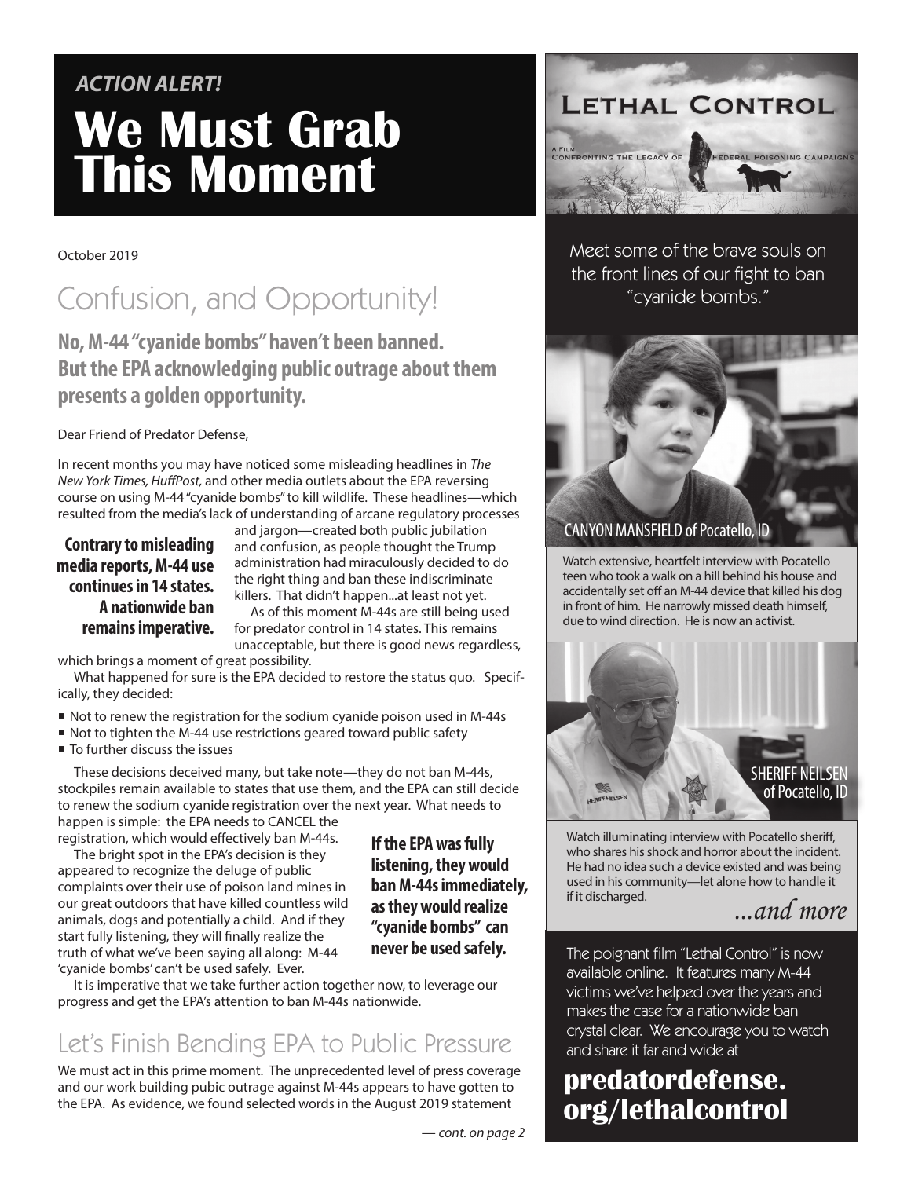*ACTION ALERT!*

# We Must Grab This Moment

October 2019

## Confusion, and Opportunity!

**No, M-44 "cyanide bombs" haven't been banned. But the EPA acknowledging public outrage about them presents a golden opportunity.**

Dear Friend of Predator Defense,

In recent months you may have noticed some misleading headlines in *The New York Times, HuffPost,* and other media outlets about the EPA reversing course on using M-44 "cyanide bombs" to kill wildlife. These headlines—which resulted from the media's lack of understanding of arcane regulatory processes and jargon—created both public jubilation and confusion, as people thought the Trump administration had miraculously decided to do the right thing and ban these indiscriminate killers. That didn't happen...at least not yet.

**Contrary to misleading media reports, M-44 use continues in 14 states. A nationwide ban remains imperative.**

As of this moment M-44s are still being used for predator control in 14 states. This remains unacceptable, but there is good news regardless, which brings a moment of great possibility.

What happened for sure is the EPA decided to restore the status quo. Specifically, they decided:

- Not to renew the registration for the sodium cyanide poison used in M-44s
- Not to tighten the M-44 use restrictions geared toward public safety
- To further discuss the issues

These decisions deceived many, but take note—they do not ban M-44s, stockpiles remain available to states that use them, and the EPA can still decide to renew the sodium cyanide registration over the next year. What needs to happen is simple: the EPA needs to CANCEL the registration, which would effectively ban M-44s.

The bright spot in the EPA's decision is they appeared to recognize the deluge of public complaints over their use of poison land mines in our great outdoors that have killed countless wild animals, dogs and potentially a child. And if they start fully listening, they will finally realize the truth of what we've been saying all along: M-44 'cyanide bombs' can't be used safely. Ever.

**If the EPA was fully listening, they would ban M-44s immediately, as they would realize "cyanide bombs" can never be used safely.**

It is imperative that we take further action together now, to leverage our progress and get the EPA's attention to ban M-44s nationwide.

## Let's Finish Bending EPA to Public Pressure

We must act in this prime moment. The unprecedented level of press coverage and our work building pubic outrage against M-44s appears to have gotten to the EPA. As evidence, we found selected words in the August 2019 statement

*— cont. on page 2*

---

**Lethal Control**

A Film Confronting the Legacy of Federal Poisoning Campaigns

Meet some of the brave souls on the front lines of our fight to ban "cyanide bombs."

CANYON MANSFIELD of Pocatello, ID

Watch extensive, heartfelt interview with Pocatello teen who took a walk on a hill behind his house and accidentally set off an M-44 device that killed his dog in front of him. He narrowly missed death himself, due to wind direction. He is now an activist.

SHERIFF NEILSEN of Pocatello, ID

Watch illuminating interview with Pocatello sheriff, who shares his shock and horror about the incident. He had no idea such a device existed and was being used in his community—let alone how to handle it if it discharged.

*...and more*

The poignant film "Lethal Control" is now available online. It features many M-44 victims we've helped over the years and makes the case for a nationwide ban crystal clear. We encourage you to watch and share it far and wide at

**predatordefense.org/lethalcontrol**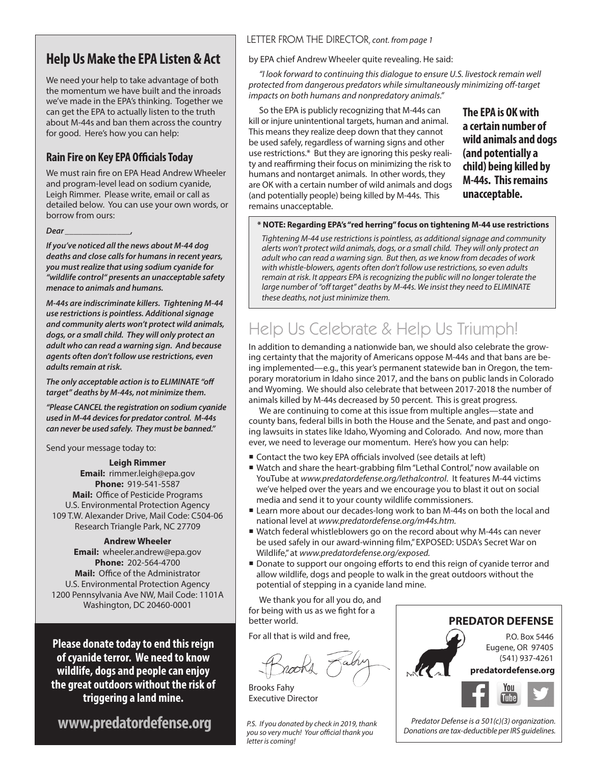## Help Us Make the EPA Listen & Act

We need your help to take advantage of both the momentum we have built and the inroads we've made in the EPA's thinking. Together we can get the EPA to actually listen to the truth about M-44s and ban them across the country for good. Here's how you can help:

### Rain Fire on Key EPA Officials Today

We must rain fire on EPA Head Andrew Wheeler and program-level lead on sodium cyanide, Leigh Rimmer. Please write, email or call as detailed below. You can use your own words, or borrow from ours:

***Dear _______________,***

***If you've noticed all the news about M-44 dog deaths and close calls for humans in recent years, you must realize that using sodium cyanide for "wildlife control" presents an unacceptable safety menace to animals and humans.***

***M-44s are indiscriminate killers. Tightening M-44 use restrictions is pointless. Additional signage and community alerts won't protect wild animals, dogs, or a small child. They will only protect an adult who can read a warning sign. And because agents often don't follow use restrictions, even adults remain at risk.***

***The only acceptable action is to ELIMINATE "off target" deaths by M-44s, not minimize them.***

***"Please CANCEL the registration on sodium cyanide used in M-44 devices for predator control. M-44s can never be used safely. They must be banned."***

Send your message today to:

**Leigh Rimmer**
**Email:** rimmer.leigh@epa.gov
**Phone:** 919-541-5587
**Mail:** Office of Pesticide Programs
U.S. Environmental Protection Agency
109 T.W. Alexander Drive, Mail Code: C504-06
Research Triangle Park, NC 27709

**Andrew Wheeler**
**Email:** wheeler.andrew@epa.gov
**Phone:** 202-564-4700
**Mail:** Office of the Administrator
U.S. Environmental Protection Agency
1200 Pennsylvania Ave NW, Mail Code: 1101A
Washington, DC 20460-0001

**Please donate today to end this reign of cyanide terror. We need to know wildlife, dogs and people can enjoy the great outdoors without the risk of triggering a land mine.**

**www.predatordefense.org**

LETTER FROM THE DIRECTOR, *cont. from page 1*

by EPA chief Andrew Wheeler quite revealing. He said:

*"I look forward to continuing this dialogue to ensure U.S. livestock remain well protected from dangerous predators while simultaneously minimizing off-target impacts on both humans and nonpredatory animals."*

So the EPA is publicly recognizing that M-44s can kill or injure unintentional targets, human and animal. This means they realize deep down that they cannot be used safely, regardless of warning signs and other use restrictions.* But they are ignoring this pesky reality and reaffirming their focus on minimizing the risk to humans and nontarget animals. In other words, they are OK with a certain number of wild animals and dogs (and potentially people) being killed by M-44s. This remains unacceptable.

**The EPA is OK with a certain number of wild animals and dogs (and potentially a child) being killed by M-44s. This remains unacceptable.**

**\* NOTE: Regarding EPA's "red herring" focus on tightening M-44 use restrictions**

*Tightening M-44 use restrictions is pointless, as additional signage and community alerts won't protect wild animals, dogs, or a small child. They will only protect an adult who can read a warning sign. But then, as we know from decades of work with whistle-blowers, agents often don't follow use restrictions, so even adults remain at risk. It appears EPA is recognizing the public will no longer tolerate the large number of "off target" deaths by M-44s. We insist they need to ELIMINATE these deaths, not just minimize them.*

## Help Us Celebrate & Help Us Triumph!

In addition to demanding a nationwide ban, we should also celebrate the growing certainty that the majority of Americans oppose M-44s and that bans are being implemented—e.g., this year's permanent statewide ban in Oregon, the temporary moratorium in Idaho since 2017, and the bans on public lands in Colorado and Wyoming. We should also celebrate that between 2017-2018 the number of animals killed by M-44s decreased by 50 percent. This is great progress.

We are continuing to come at this issue from multiple angles—state and county bans, federal bills in both the House and the Senate, and past and ongoing lawsuits in states like Idaho, Wyoming and Colorado. And now, more than ever, we need to leverage our momentum. Here's how you can help:

- Contact the two key EPA officials involved (see details at left)
- Watch and share the heart-grabbing film "Lethal Control," now available on YouTube at *www.predatordefense.org/lethalcontrol*. It features M-44 victims we've helped over the years and we encourage you to blast it out on social media and send it to your county wildlife commissioners.
- Learn more about our decades-long work to ban M-44s on both the local and national level at *www.predatordefense.org/m44s.htm.*
- Watch federal whistleblowers go on the record about why M-44s can never be used safely in our award-winning film," EXPOSED: USDA's Secret War on Wildlife," at *www.predatordefense.org/exposed.*
- Donate to support our ongoing efforts to end this reign of cyanide terror and allow wildlife, dogs and people to walk in the great outdoors without the potential of stepping in a cyanide land mine.

We thank you for all you do, and for being with us as we fight for a better world.

For all that is wild and free,

Brooks Fahy
Executive Director

*P.S. If you donated by check in 2019, thank you so very much! Your official thank you letter is coming!*

**PREDATOR DEFENSE**
P.O. Box 5446
Eugene, OR 97405
(541) 937-4261
**predatordefense.org**

*Predator Defense is a 501(c)(3) organization. Donations are tax-deductible per IRS guidelines.*